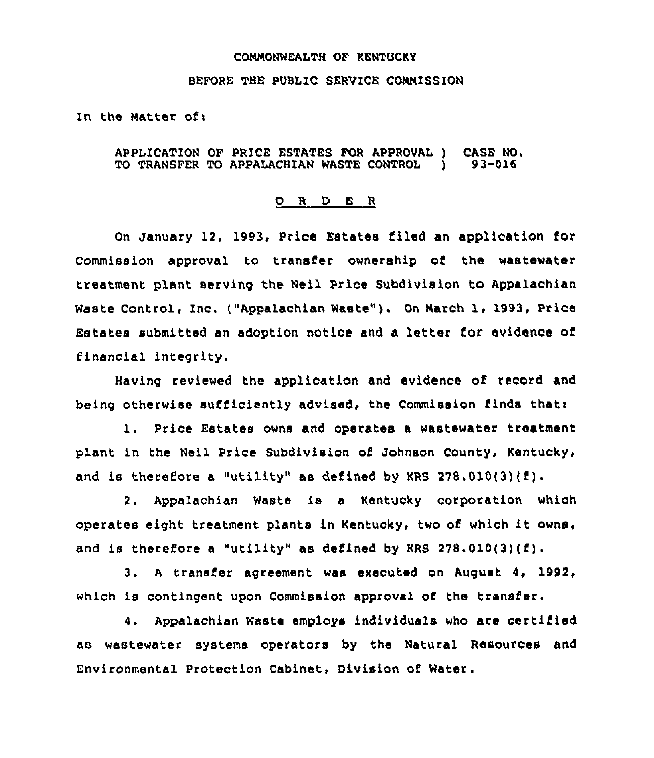COMMONWEALTH OF KENTUCKY

BEFORE THE PUBLIC SERVICE COMMISSION

In the Matter of:

APPLICATION OF PRICE ESTATES FOR APPROVAL ) CASE NO.
TO TRANSFER TO APPALACHIAN WASTE CONTROL ) 93-016

## O R D E R

On January 12, 1993, Price Estates filed an application for Commission approval to transfer ownership of the wastewater treatment plant serving the Neil Price Subdivision to Appalachian Waste Control, Inc. ("Appalachian Waste"). On March 1, 1993, Price Estates submitted an adoption notice and a letter for evidence of financial integrity.

Having reviewed the application and evidence of record and being otherwise sufficiently advised, the Commission finds that:

1. Price Estates owns and operates a wastewater treatment plant in the Neil Price Subdivision of Johnson County, Kentucky, and is therefore a "utility" as defined by KRS 278.010(3)(f).

2. Appalachian Waste is a Kentucky corporation which operates eight treatment plants in Kentucky, two of which it owns, and is therefore a "utility" as defined by KRS 278.010(3)(f).

3. A transfer agreement was executed on August 4, 1992, which is contingent upon Commission approval of the transfer.

4. Appalachian Waste employs individuals who are certified as wastewater systems operators by the Natural Resources and Environmental Protection Cabinet, Division of Water.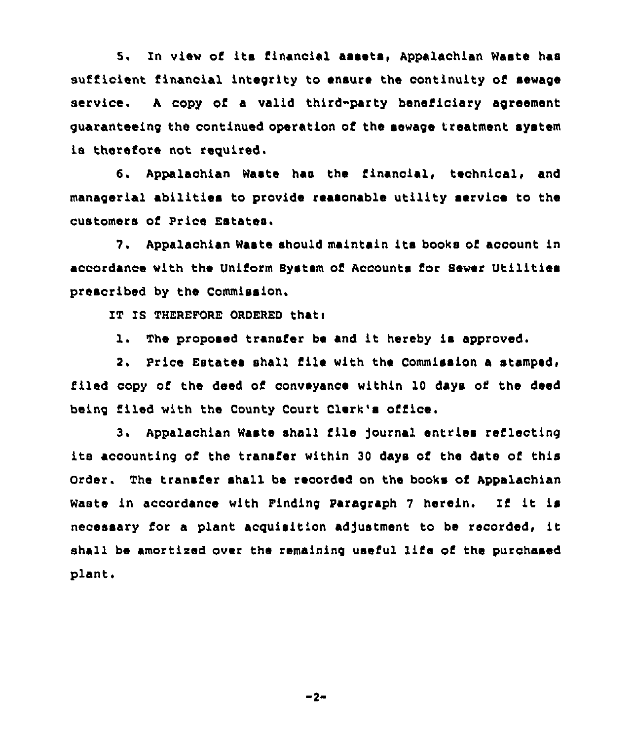5. In view of its financial assets, Appalachian Waste has sufficient financial integrity to ensure the continuity of sewage service. A copy of a valid third-party beneficiary agreement guaranteeing the continued operation of the sewage treatment system is therefore not required.

6. Appalachian Waste has the financial, technical, and managerial abilities to provide reasonable utility service to the customers of Price Estates.

7. Appalachian Waste should maintain its books of account in accordance with the Uniform System of Accounts for Sewer Utilities prescribed by the Commission.

IT IS THEREFORE ORDERED that:

1. The proposed transfer be and it hereby is approved.

2. Price Estates shall file with the Commission a stamped, filed copy of the deed of conveyance within 10 days of the deed being filed with the County Court Clerk's office.

3. Appalachian Waste shall file journal entries reflecting its accounting of the transfer within 30 days of the date of this Order. The transfer shall be recorded on the books of Appalachian Waste in accordance with Finding Paragraph 7 herein. If it is necessary for a plant acquisition adjustment to be recorded, it shall be amortized over the remaining useful life of the purchased plant.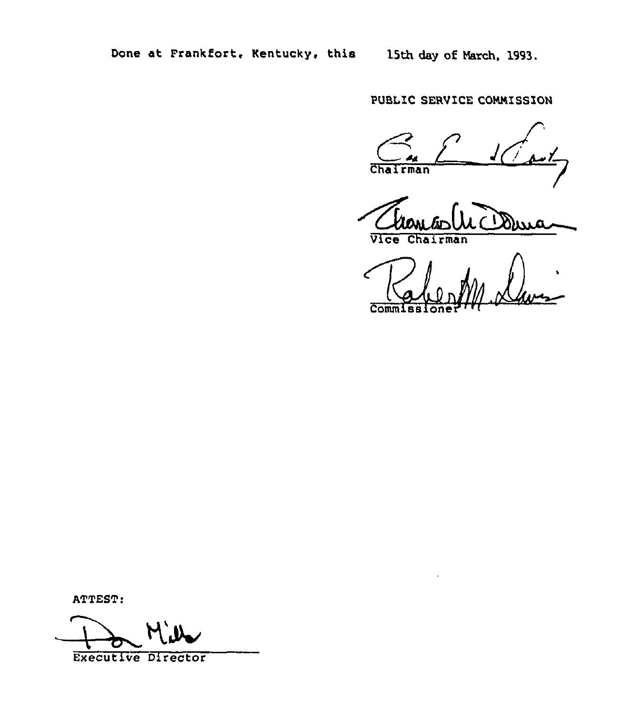Done at Frankfort, Kentucky, this 15th day of March, 1993.

PUBLIC SERVICE COMMISSION

Chairman

Vice Chairman

Commissioner

ATTEST:

Executive Director